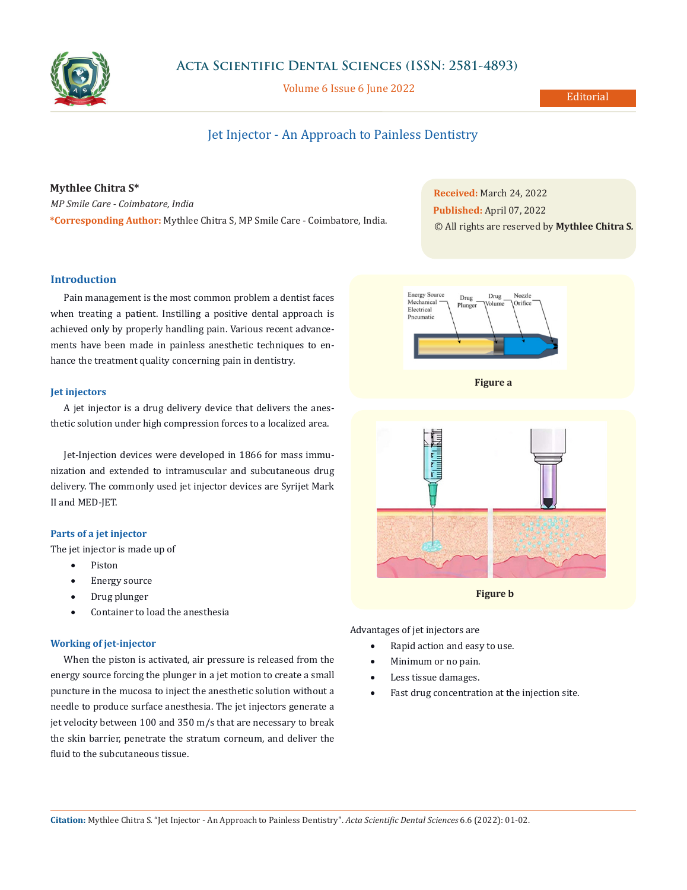# Jet Injector - An Approach to Painless Dentistry

**Mythlee Chitra S***

*MP Smile Care - Coimbatore, India*

***Corresponding Author:** Mythlee Chitra S, MP Smile Care - Coimbatore, India.

**Received:** March 24, 2022

**Published:** April 07, 2022

© All rights are reserved by **Mythlee Chitra S.**

## Introduction

Pain management is the most common problem a dentist faces when treating a patient. Instilling a positive dental approach is achieved only by properly handling pain. Various recent advancements have been made in painless anesthetic techniques to enhance the treatment quality concerning pain in dentistry.

### Jet injectors

A jet injector is a drug delivery device that delivers the anesthetic solution under high compression forces to a localized area.

Jet-Injection devices were developed in 1866 for mass immunization and extended to intramuscular and subcutaneous drug delivery. The commonly used jet injector devices are Syrijet Mark II and MED-JET.

### Parts of a jet injector

The jet injector is made up of

- Piston
- Energy source
- Drug plunger
- Container to load the anesthesia

### Working of jet-injector

When the piston is activated, air pressure is released from the energy source forcing the plunger in a jet motion to create a small puncture in the mucosa to inject the anesthetic solution without a needle to produce surface anesthesia. The jet injectors generate a jet velocity between 100 and 350 m/s that are necessary to break the skin barrier, penetrate the stratum corneum, and deliver the fluid to the subcutaneous tissue.

**Figure a**

**Figure b**

Advantages of jet injectors are

- Rapid action and easy to use.
- Minimum or no pain.
- Less tissue damages.
- Fast drug concentration at the injection site.

**Citation:** Mythlee Chitra S. "Jet Injector - An Approach to Painless Dentistry". *Acta Scientific Dental Sciences* 6.6 (2022): 01-02.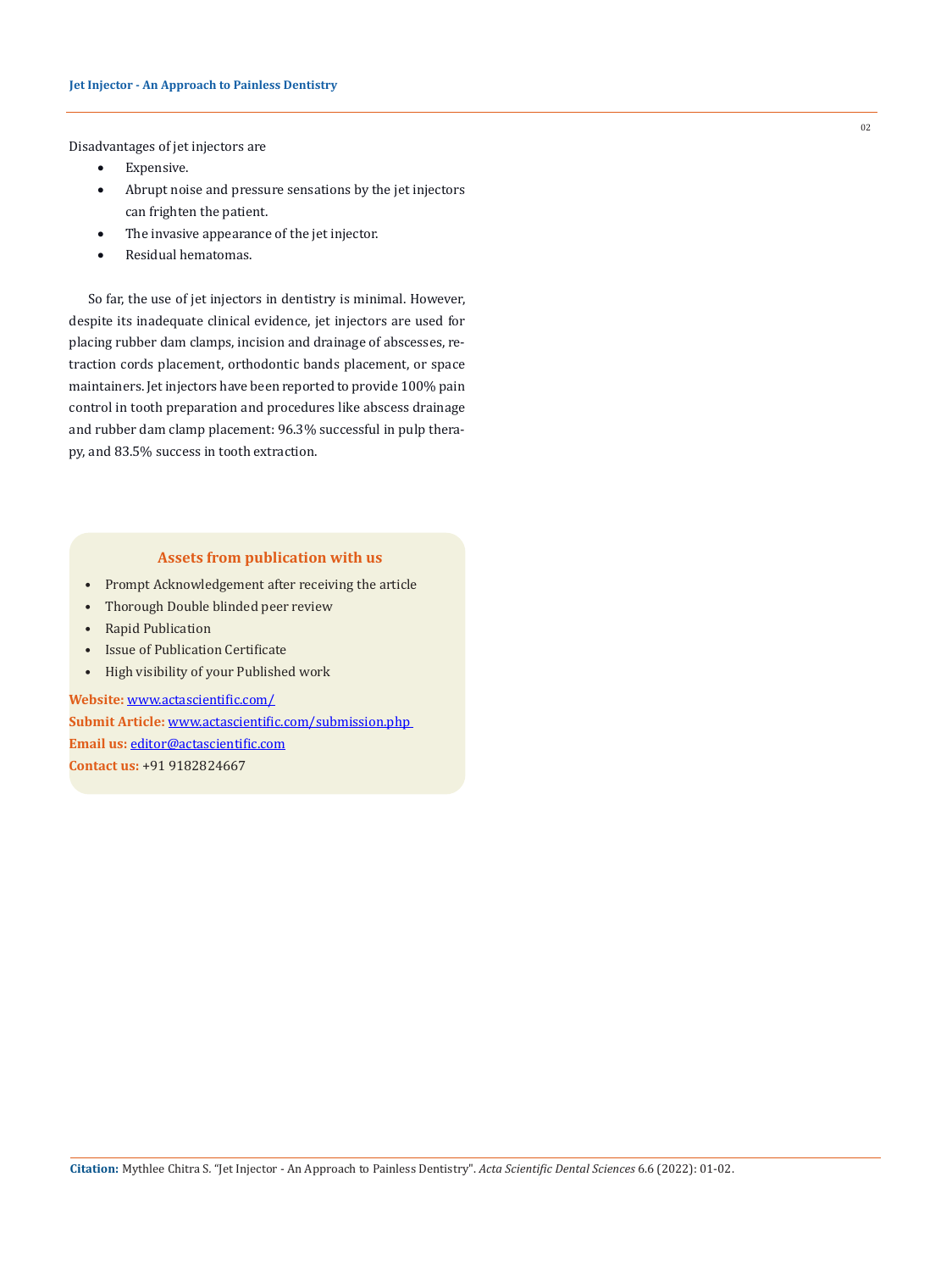Disadvantages of jet injectors are

- Expensive.
- Abrupt noise and pressure sensations by the jet injectors can frighten the patient.
- The invasive appearance of the jet injector.
- Residual hematomas.

So far, the use of jet injectors in dentistry is minimal. However, despite its inadequate clinical evidence, jet injectors are used for placing rubber dam clamps, incision and drainage of abscesses, retraction cords placement, orthodontic bands placement, or space maintainers. Jet injectors have been reported to provide 100% pain control in tooth preparation and procedures like abscess drainage and rubber dam clamp placement: 96.3% successful in pulp therapy, and 83.5% success in tooth extraction.

**Assets from publication with us**

- Prompt Acknowledgement after receiving the article
- Thorough Double blinded peer review
- Rapid Publication
- Issue of Publication Certificate
- High visibility of your Published work

**Website:** www.actascientific.com/
**Submit Article:** www.actascientific.com/submission.php
**Email us:** editor@actascientific.com
**Contact us:** +91 9182824667